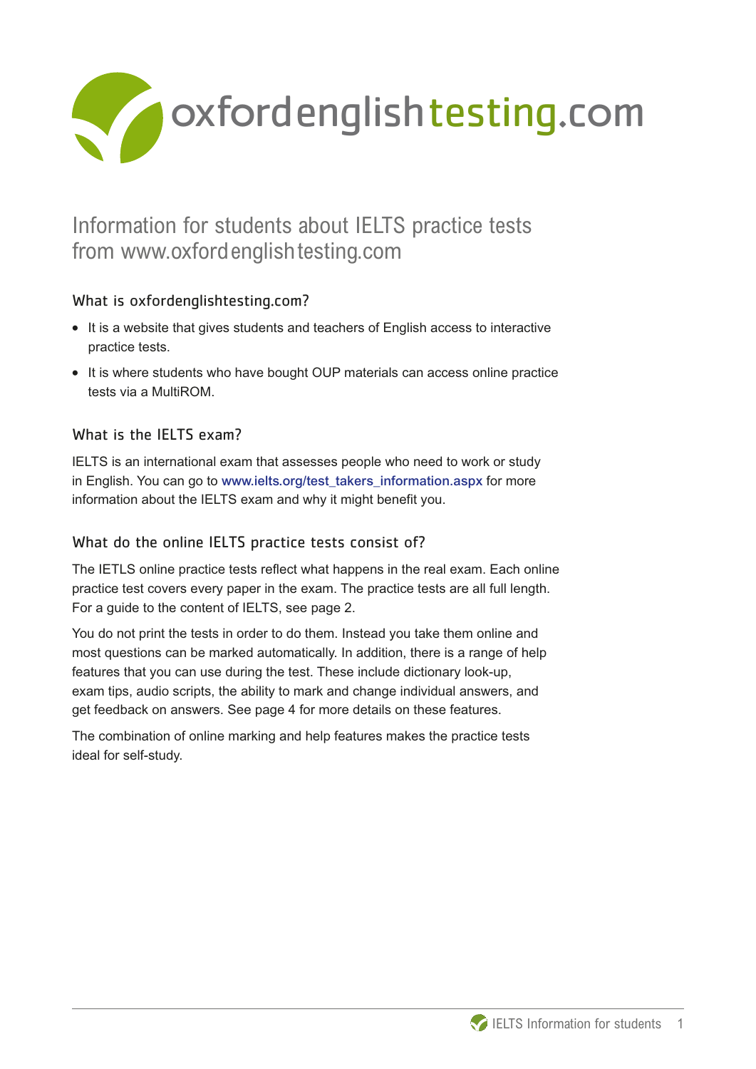oxfordenglishtesting.com

# Information for students about IELTS practice tests from www.oxfordenglishtesting.com

## What is oxfordenglishtesting.com?

- It is a website that gives students and teachers of English access to interactive practice tests.
- It is where students who have bought OUP materials can access online practice tests via a MultiROM.

## What is the IELTS exam?

IELTS is an international exam that assesses people who need to work or study in English. You can go to www.ielts.org/test_takers_information.aspx for more information about the IELTS exam and why it might benefit you.

## What do the online IELTS practice tests consist of?

The IETLS online practice tests reflect what happens in the real exam. Each online practice test covers every paper in the exam. The practice tests are all full length. For a guide to the content of IELTS, see page 2.

You do not print the tests in order to do them. Instead you take them online and most questions can be marked automatically. In addition, there is a range of help features that you can use during the test. These include dictionary look-up, exam tips, audio scripts, the ability to mark and change individual answers, and get feedback on answers. See page 4 for more details on these features.

The combination of online marking and help features makes the practice tests ideal for self-study.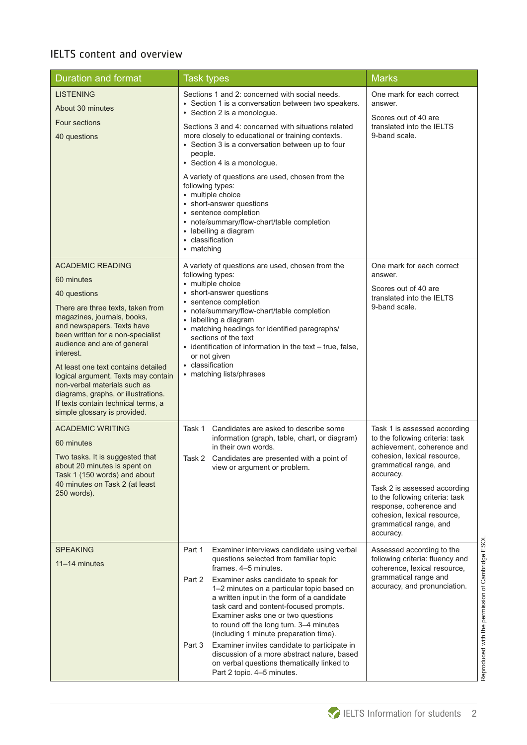## IELTS content and overview

| Duration and format | Task types | Marks |
|---|---|---|
| LISTENING<br><br>About 30 minutes<br><br>Four sections<br><br>40 questions | Sections 1 and 2: concerned with social needs.<br>• Section 1 is a conversation between two speakers.<br>• Section 2 is a monologue.<br><br>Sections 3 and 4: concerned with situations related more closely to educational or training contexts.<br>• Section 3 is a conversation between up to four people.<br>• Section 4 is a monologue.<br><br>A variety of questions are used, chosen from the following types:<br>• multiple choice<br>• short-answer questions<br>• sentence completion<br>• note/summary/flow-chart/table completion<br>• labelling a diagram<br>• classification<br>• matching | One mark for each correct answer.<br><br>Scores out of 40 are translated into the IELTS 9-band scale. |
| ACADEMIC READING<br><br>60 minutes<br><br>40 questions<br><br>There are three texts, taken from magazines, journals, books, and newspapers. Texts have been written for a non-specialist audience and are of general interest.<br><br>At least one text contains detailed logical argument. Texts may contain non-verbal materials such as diagrams, graphs, or illustrations. If texts contain technical terms, a simple glossary is provided. | A variety of questions are used, chosen from the following types:<br>• multiple choice<br>• short-answer questions<br>• sentence completion<br>• note/summary/flow-chart/table completion<br>• labelling a diagram<br>• matching headings for identified paragraphs/ sections of the text<br>• identification of information in the text – true, false, or not given<br>• classification<br>• matching lists/phrases | One mark for each correct answer.<br><br>Scores out of 40 are translated into the IELTS 9-band scale. |
| ACADEMIC WRITING<br><br>60 minutes<br><br>Two tasks. It is suggested that about 20 minutes is spent on Task 1 (150 words) and about 40 minutes on Task 2 (at least 250 words). | Task 1 Candidates are asked to describe some information (graph, table, chart, or diagram) in their own words.<br><br>Task 2 Candidates are presented with a point of view or argument or problem. | Task 1 is assessed according to the following criteria: task achievement, coherence and cohesion, lexical resource, grammatical range, and accuracy.<br><br>Task 2 is assessed according to the following criteria: task response, coherence and cohesion, lexical resource, grammatical range, and accuracy. |
| SPEAKING<br><br>11–14 minutes | Part 1 Examiner interviews candidate using verbal questions selected from familiar topic frames. 4–5 minutes.<br><br>Part 2 Examiner asks candidate to speak for 1–2 minutes on a particular topic based on a written input in the form of a candidate task card and content-focused prompts. Examiner asks one or two questions to round off the long turn. 3–4 minutes (including 1 minute preparation time).<br><br>Part 3 Examiner invites candidate to participate in discussion of a more abstract nature, based on verbal questions thematically linked to Part 2 topic. 4–5 minutes. | Assessed according to the following criteria: fluency and coherence, lexical resource, grammatical range and accuracy, and pronunciation. |

Reproduced with the permission of Cambridge ESOL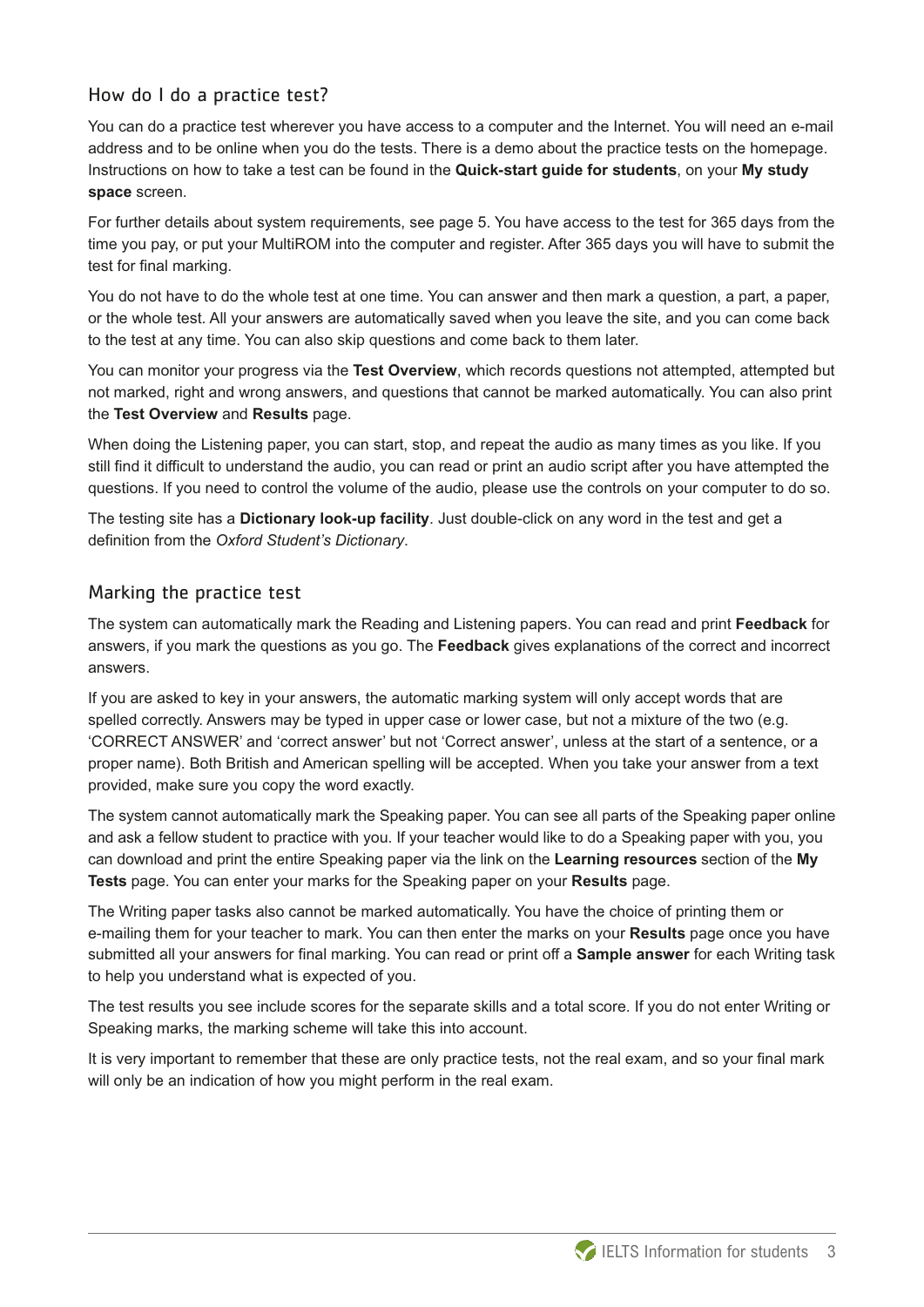## How do I do a practice test?

You can do a practice test wherever you have access to a computer and the Internet. You will need an e-mail address and to be online when you do the tests. There is a demo about the practice tests on the homepage. Instructions on how to take a test can be found in the **Quick-start guide for students**, on your **My study space** screen.

For further details about system requirements, see page 5. You have access to the test for 365 days from the time you pay, or put your MultiROM into the computer and register. After 365 days you will have to submit the test for final marking.

You do not have to do the whole test at one time. You can answer and then mark a question, a part, a paper, or the whole test. All your answers are automatically saved when you leave the site, and you can come back to the test at any time. You can also skip questions and come back to them later.

You can monitor your progress via the **Test Overview**, which records questions not attempted, attempted but not marked, right and wrong answers, and questions that cannot be marked automatically. You can also print the **Test Overview** and **Results** page.

When doing the Listening paper, you can start, stop, and repeat the audio as many times as you like. If you still find it difficult to understand the audio, you can read or print an audio script after you have attempted the questions. If you need to control the volume of the audio, please use the controls on your computer to do so.

The testing site has a **Dictionary look-up facility**. Just double-click on any word in the test and get a definition from the *Oxford Student's Dictionary*.

## Marking the practice test

The system can automatically mark the Reading and Listening papers. You can read and print **Feedback** for answers, if you mark the questions as you go. The **Feedback** gives explanations of the correct and incorrect answers.

If you are asked to key in your answers, the automatic marking system will only accept words that are spelled correctly. Answers may be typed in upper case or lower case, but not a mixture of the two (e.g. 'CORRECT ANSWER' and 'correct answer' but not 'Correct answer', unless at the start of a sentence, or a proper name). Both British and American spelling will be accepted. When you take your answer from a text provided, make sure you copy the word exactly.

The system cannot automatically mark the Speaking paper. You can see all parts of the Speaking paper online and ask a fellow student to practice with you. If your teacher would like to do a Speaking paper with you, you can download and print the entire Speaking paper via the link on the **Learning resources** section of the **My Tests** page. You can enter your marks for the Speaking paper on your **Results** page.

The Writing paper tasks also cannot be marked automatically. You have the choice of printing them or e-mailing them for your teacher to mark. You can then enter the marks on your **Results** page once you have submitted all your answers for final marking. You can read or print off a **Sample answer** for each Writing task to help you understand what is expected of you.

The test results you see include scores for the separate skills and a total score. If you do not enter Writing or Speaking marks, the marking scheme will take this into account.

It is very important to remember that these are only practice tests, not the real exam, and so your final mark will only be an indication of how you might perform in the real exam.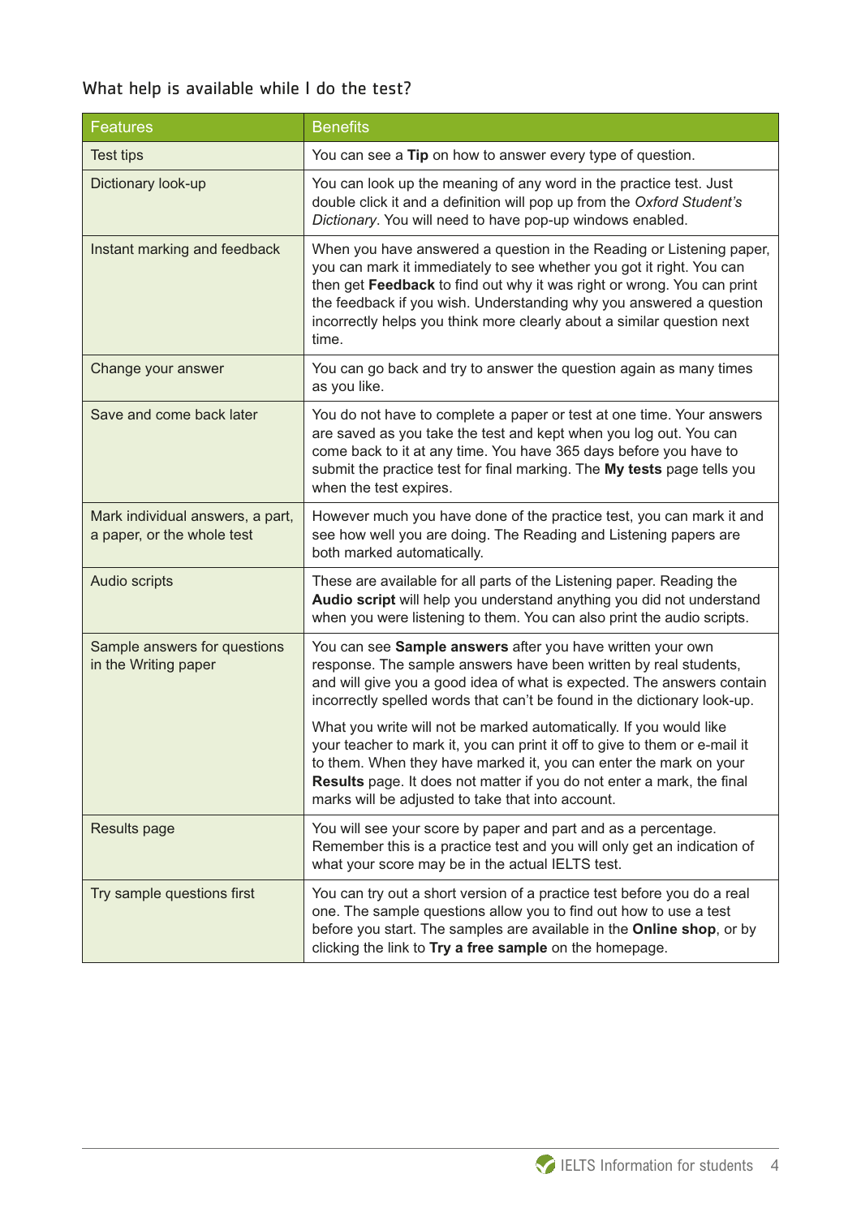## What help is available while I do the test?

| Features | Benefits |
|---|---|
| Test tips | You can see a **Tip** on how to answer every type of question. |
| Dictionary look-up | You can look up the meaning of any word in the practice test. Just double click it and a definition will pop up from the *Oxford Student's Dictionary*. You will need to have pop-up windows enabled. |
| Instant marking and feedback | When you have answered a question in the Reading or Listening paper, you can mark it immediately to see whether you got it right. You can then get **Feedback** to find out why it was right or wrong. You can print the feedback if you wish. Understanding why you answered a question incorrectly helps you think more clearly about a similar question next time. |
| Change your answer | You can go back and try to answer the question again as many times as you like. |
| Save and come back later | You do not have to complete a paper or test at one time. Your answers are saved as you take the test and kept when you log out. You can come back to it at any time. You have 365 days before you have to submit the practice test for final marking. The **My tests** page tells you when the test expires. |
| Mark individual answers, a part, a paper, or the whole test | However much you have done of the practice test, you can mark it and see how well you are doing. The Reading and Listening papers are both marked automatically. |
| Audio scripts | These are available for all parts of the Listening paper. Reading the **Audio script** will help you understand anything you did not understand when you were listening to them. You can also print the audio scripts. |
| Sample answers for questions in the Writing paper | You can see **Sample answers** after you have written your own response. The sample answers have been written by real students, and will give you a good idea of what is expected. The answers contain incorrectly spelled words that can't be found in the dictionary look-up.<br><br>What you write will not be marked automatically. If you would like your teacher to mark it, you can print it off to give to them or e-mail it to them. When they have marked it, you can enter the mark on your **Results** page. It does not matter if you do not enter a mark, the final marks will be adjusted to take that into account. |
| Results page | You will see your score by paper and part and as a percentage. Remember this is a practice test and you will only get an indication of what your score may be in the actual IELTS test. |
| Try sample questions first | You can try out a short version of a practice test before you do a real one. The sample questions allow you to find out how to use a test before you start. The samples are available in the **Online shop**, or by clicking the link to **Try a free sample** on the homepage. |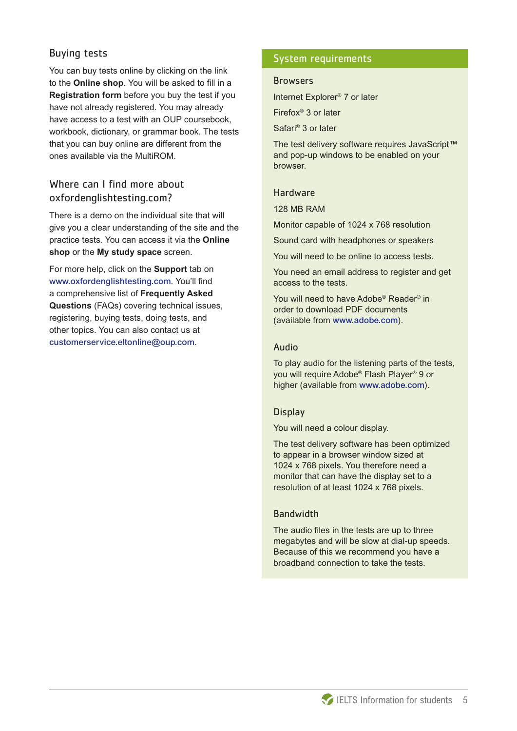## Buying tests

You can buy tests online by clicking on the link to the **Online shop**. You will be asked to fill in a **Registration form** before you buy the test if you have not already registered. You may already have access to a test with an OUP coursebook, workbook, dictionary, or grammar book. The tests that you can buy online are different from the ones available via the MultiROM.

## Where can I find more about oxfordenglishtesting.com?

There is a demo on the individual site that will give you a clear understanding of the site and the practice tests. You can access it via the **Online shop** or the **My study space** screen.

For more help, click on the **Support** tab on www.oxfordenglishtesting.com. You'll find a comprehensive list of **Frequently Asked Questions** (FAQs) covering technical issues, registering, buying tests, doing tests, and other topics. You can also contact us at customerservice.eltonline@oup.com.

## System requirements

### Browsers

Internet Explorer® 7 or later

Firefox® 3 or later

Safari® 3 or later

The test delivery software requires JavaScript™ and pop-up windows to be enabled on your browser.

### Hardware

128 MB RAM

Monitor capable of 1024 x 768 resolution

Sound card with headphones or speakers

You will need to be online to access tests.

You need an email address to register and get access to the tests.

You will need to have Adobe® Reader® in order to download PDF documents (available from www.adobe.com).

### Audio

To play audio for the listening parts of the tests, you will require Adobe® Flash Player® 9 or higher (available from www.adobe.com).

### Display

You will need a colour display.

The test delivery software has been optimized to appear in a browser window sized at 1024 x 768 pixels. You therefore need a monitor that can have the display set to a resolution of at least 1024 x 768 pixels.

### Bandwidth

The audio files in the tests are up to three megabytes and will be slow at dial-up speeds. Because of this we recommend you have a broadband connection to take the tests.